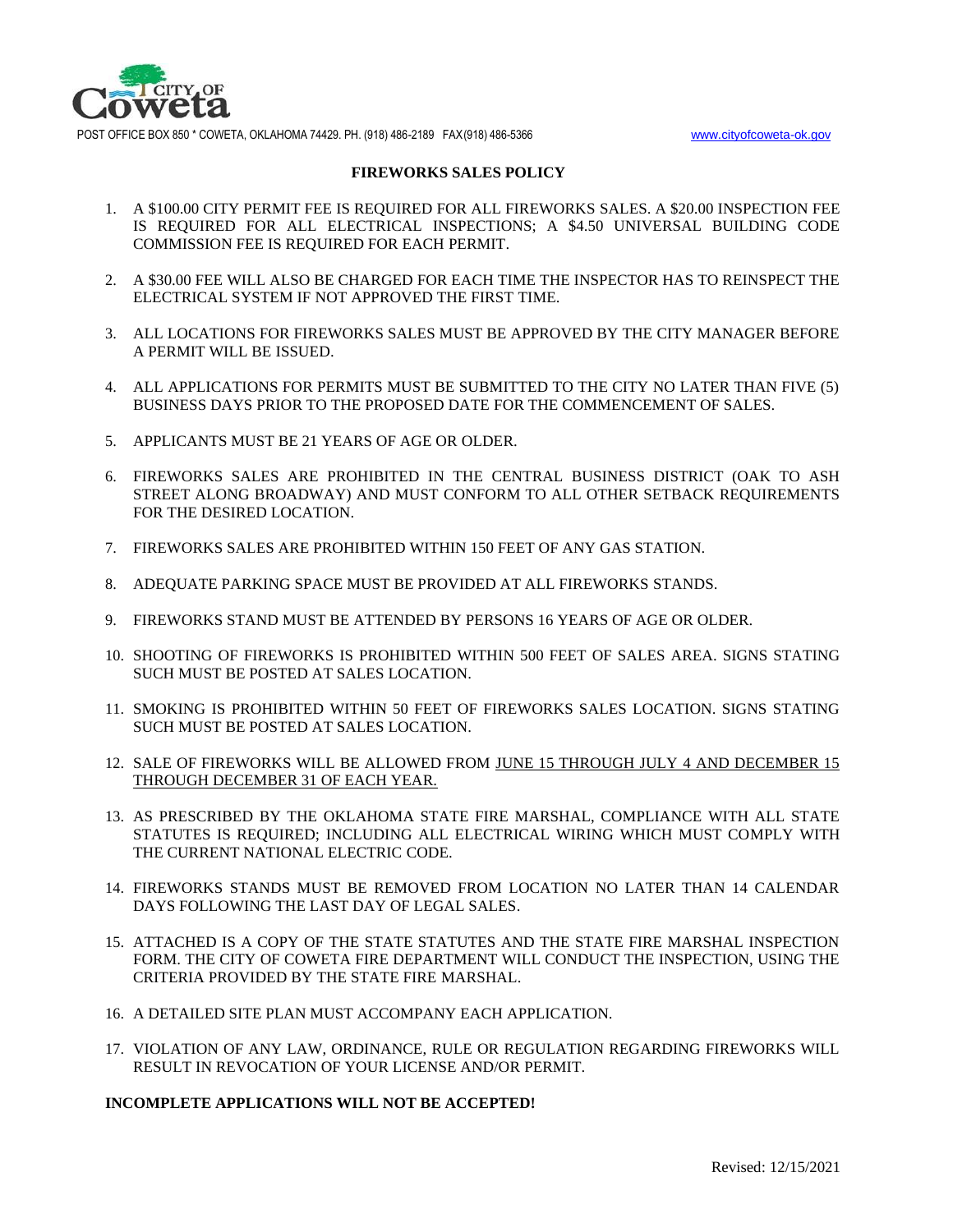POST OFFICE BOX 850 * COWETA, OKLAHOMA 74429. PH. (918) 486-2189 FAX(918) 486-5366 www.cityofcoweta-ok.gov

# FIREWORKS SALES POLICY

1. A $100.00 CITY PERMIT FEE IS REQUIRED FOR ALL FIREWORKS SALES. A $20.00 INSPECTION FEE IS REQUIRED FOR ALL ELECTRICAL INSPECTIONS; A $4.50 UNIVERSAL BUILDING CODE COMMISSION FEE IS REQUIRED FOR EACH PERMIT.
2. A $30.00 FEE WILL ALSO BE CHARGED FOR EACH TIME THE INSPECTOR HAS TO REINSPECT THE ELECTRICAL SYSTEM IF NOT APPROVED THE FIRST TIME.
3. ALL LOCATIONS FOR FIREWORKS SALES MUST BE APPROVED BY THE CITY MANAGER BEFORE A PERMIT WILL BE ISSUED.
4. ALL APPLICATIONS FOR PERMITS MUST BE SUBMITTED TO THE CITY NO LATER THAN FIVE (5) BUSINESS DAYS PRIOR TO THE PROPOSED DATE FOR THE COMMENCEMENT OF SALES.
5. APPLICANTS MUST BE 21 YEARS OF AGE OR OLDER.
6. FIREWORKS SALES ARE PROHIBITED IN THE CENTRAL BUSINESS DISTRICT (OAK TO ASH STREET ALONG BROADWAY) AND MUST CONFORM TO ALL OTHER SETBACK REQUIREMENTS FOR THE DESIRED LOCATION.
7. FIREWORKS SALES ARE PROHIBITED WITHIN 150 FEET OF ANY GAS STATION.
8. ADEQUATE PARKING SPACE MUST BE PROVIDED AT ALL FIREWORKS STANDS.
9. FIREWORKS STAND MUST BE ATTENDED BY PERSONS 16 YEARS OF AGE OR OLDER.
10. SHOOTING OF FIREWORKS IS PROHIBITED WITHIN 500 FEET OF SALES AREA. SIGNS STATING SUCH MUST BE POSTED AT SALES LOCATION.
11. SMOKING IS PROHIBITED WITHIN 50 FEET OF FIREWORKS SALES LOCATION. SIGNS STATING SUCH MUST BE POSTED AT SALES LOCATION.
12. SALE OF FIREWORKS WILL BE ALLOWED FROM JUNE 15 THROUGH JULY 4 AND DECEMBER 15 THROUGH DECEMBER 31 OF EACH YEAR.
13. AS PRESCRIBED BY THE OKLAHOMA STATE FIRE MARSHAL, COMPLIANCE WITH ALL STATE STATUTES IS REQUIRED; INCLUDING ALL ELECTRICAL WIRING WHICH MUST COMPLY WITH THE CURRENT NATIONAL ELECTRIC CODE.
14. FIREWORKS STANDS MUST BE REMOVED FROM LOCATION NO LATER THAN 14 CALENDAR DAYS FOLLOWING THE LAST DAY OF LEGAL SALES.
15. ATTACHED IS A COPY OF THE STATE STATUTES AND THE STATE FIRE MARSHAL INSPECTION FORM. THE CITY OF COWETA FIRE DEPARTMENT WILL CONDUCT THE INSPECTION, USING THE CRITERIA PROVIDED BY THE STATE FIRE MARSHAL.
16. A DETAILED SITE PLAN MUST ACCOMPANY EACH APPLICATION.
17. VIOLATION OF ANY LAW, ORDINANCE, RULE OR REGULATION REGARDING FIREWORKS WILL RESULT IN REVOCATION OF YOUR LICENSE AND/OR PERMIT.

**INCOMPLETE APPLICATIONS WILL NOT BE ACCEPTED!**

Revised: 12/15/2021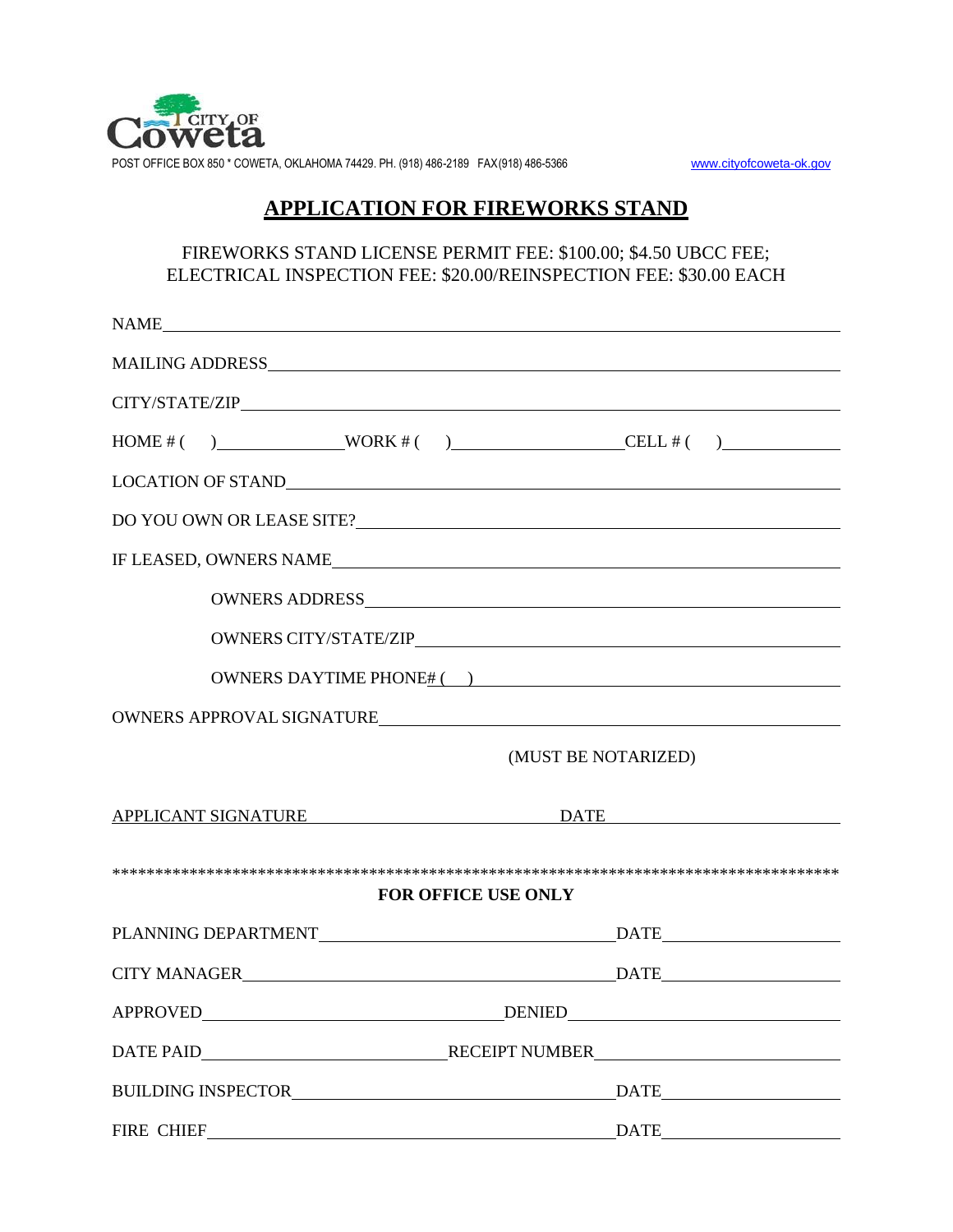CITY OF Coweta

POST OFFICE BOX 850 * COWETA, OKLAHOMA 74429. PH. (918) 486-2189 FAX (918) 486-5366 www.cityofcoweta-ok.gov

# APPLICATION FOR FIREWORKS STAND

FIREWORKS STAND LICENSE PERMIT FEE: $100.00; $4.50 UBCC FEE;
ELECTRICAL INSPECTION FEE: $20.00/REINSPECTION FEE: $30.00 EACH

NAME ______________________________

MAILING ADDRESS ______________________________

CITY/STATE/ZIP ______________________________

HOME # (  ) __________ WORK # (  ) __________ CELL # (  ) __________

LOCATION OF STAND ______________________________

DO YOU OWN OR LEASE SITE? ______________________________

IF LEASED, OWNERS NAME ______________________________

OWNERS ADDRESS ______________________________

OWNERS CITY/STATE/ZIP ______________________________

OWNERS DAYTIME PHONE# (  ) ______________________________

OWNERS APPROVAL SIGNATURE ______________________________

(MUST BE NOTARIZED)

APPLICANT SIGNATURE __________________ DATE __________________

*************************************************************************************

**FOR OFFICE USE ONLY**

PLANNING DEPARTMENT __________________ DATE __________

CITY MANAGER __________________ DATE __________

APPROVED __________________ DENIED __________________

DATE PAID __________________ RECEIPT NUMBER __________________

BUILDING INSPECTOR __________________ DATE __________

FIRE CHIEF __________________ DATE __________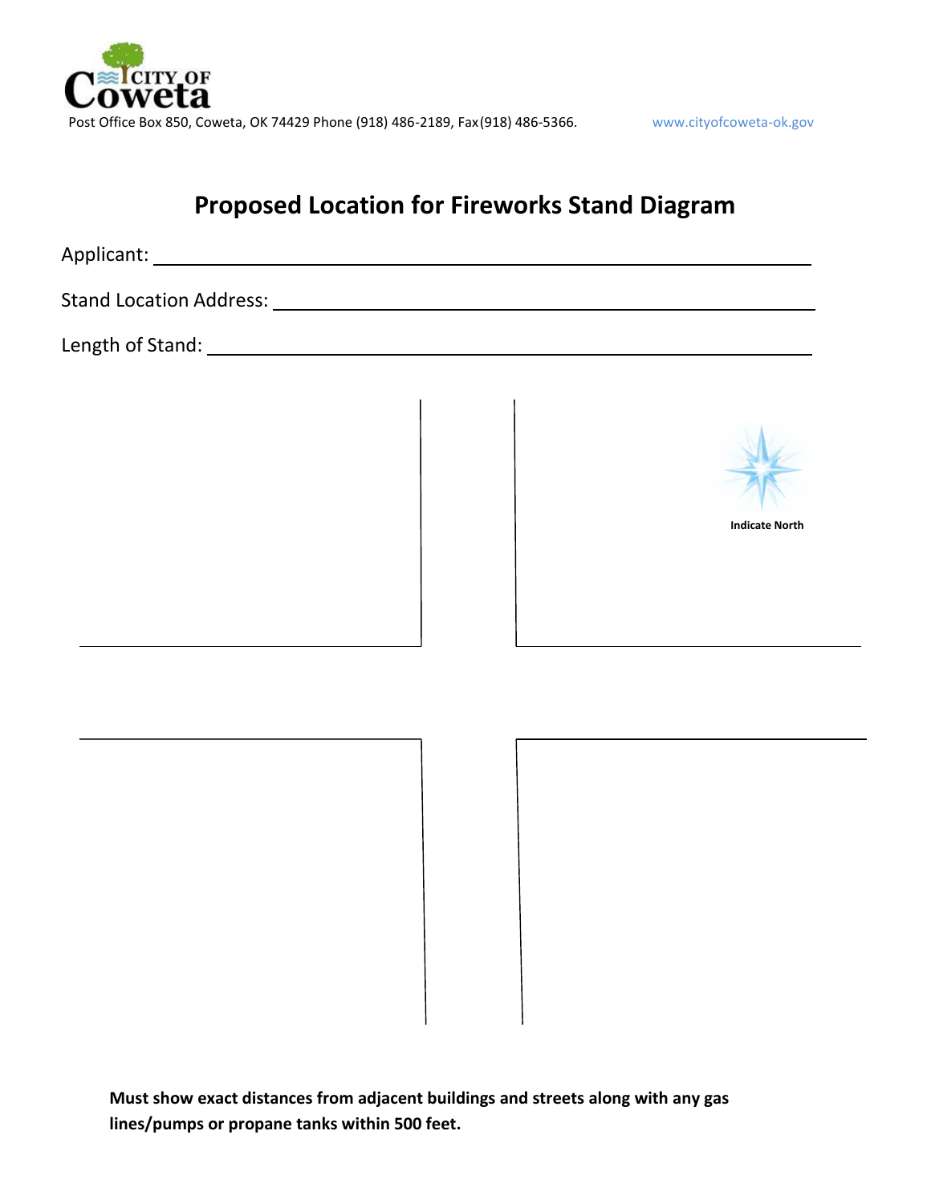CITY OF Coweta

Post Office Box 850, Coweta, OK 74429 Phone (918) 486-2189, Fax(918) 486-5366. www.cityofcoweta-ok.gov

# Proposed Location for Fireworks Stand Diagram

Applicant: ______________________________________________

Stand Location Address: ______________________________________________

Length of Stand: ______________________________________________

Indicate North

**Must show exact distances from adjacent buildings and streets along with any gas lines/pumps or propane tanks within 500 feet.**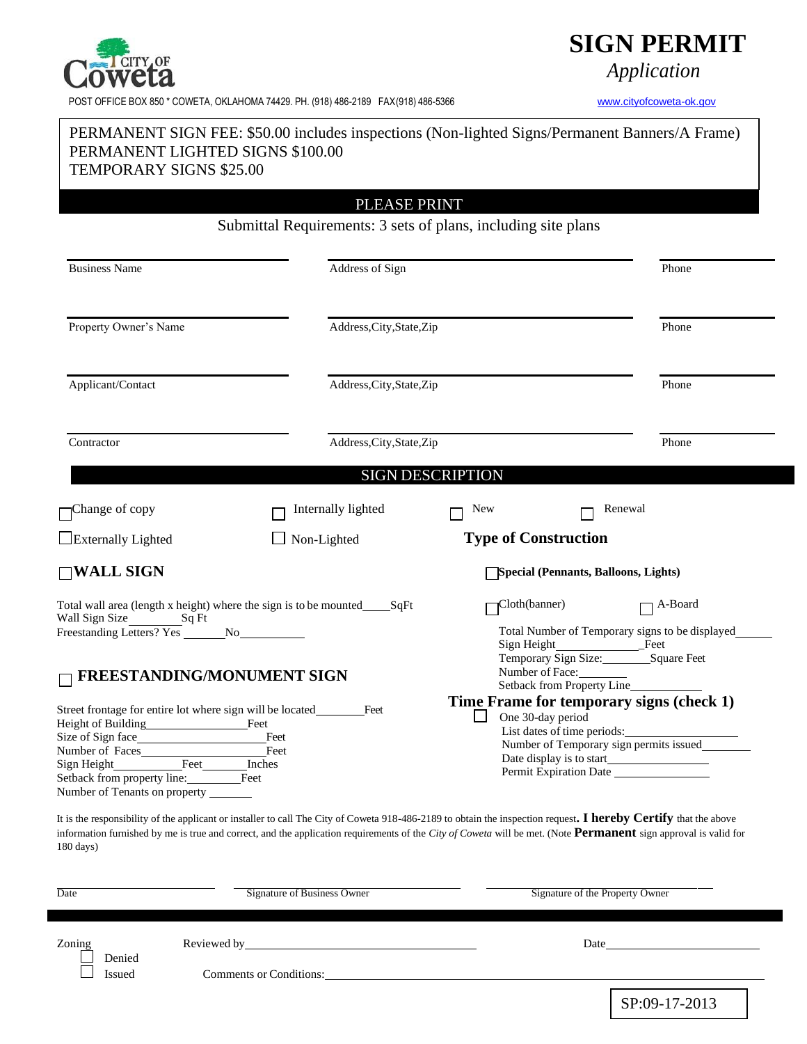CITY OF Coweta

POST OFFICE BOX 850 * COWETA, OKLAHOMA 74429. PH. (918) 486-2189 FAX(918) 486-5366

# SIGN PERMIT

*Application*

www.cityofcoweta-ok.gov

PERMANENT SIGN FEE: $50.00 includes inspections (Non-lighted Signs/Permanent Banners/A Frame)
PERMANENT LIGHTED SIGNS $100.00
TEMPORARY SIGNS $25.00

**PLEASE PRINT**

Submittal Requirements: 3 sets of plans, including site plans

| Business Name | Address of Sign | Phone |
|---|---|---|
| Property Owner's Name | Address,City,State,Zip | Phone |
| Applicant/Contact | Address,City,State,Zip | Phone |
| Contractor | Address,City,State,Zip | Phone |

## SIGN DESCRIPTION

☐ Change of copy ☐ Internally lighted ☐ New ☐ Renewal

☐ Externally Lighted ☐ Non-Lighted

**Type of Construction**

### ☐ WALL SIGN

Total wall area (length x height) where the sign is to be mounted_____SqFt
Wall Sign Size________Sq Ft
Freestanding Letters? Yes _______No___________

### ☐ FREESTANDING/MONUMENT SIGN

Street frontage for entire lot where sign will be located________Feet
Height of Building_________________Feet
Size of Sign face___________________Feet
Number of Faces____________________Feet
Sign Height___________Feet_______Inches
Setback from property line:________Feet
Number of Tenants on property _______

☐ **Special (Pennants, Balloons, Lights)**

☐ Cloth(banner) ☐ A-Board

Total Number of Temporary signs to be displayed______
Sign Height______________Feet
Temporary Sign Size:________Square Feet
Number of Face:________
Setback from Property Line____________

### Time Frame for temporary signs (check 1)

☐ One 30-day period
List dates of time periods:____________________
Number of Temporary sign permits issued________
Date display is to start________________
Permit Expiration Date ________________

It is the responsibility of the applicant or installer to call The City of Coweta 918-486-2189 to obtain the inspection request**. I hereby Certify** that the above information furnished by me is true and correct, and the application requirements of the *City of Coweta* will be met. (Note **Permanent** sign approval is valid for 180 days)

Date ____________ Signature of Business Owner ____________ Signature of the Property Owner ____________

Zoning Reviewed by________________________ Date________________

☐ Denied
☐ Issued

Comments or Conditions:______________________________

SP:09-17-2013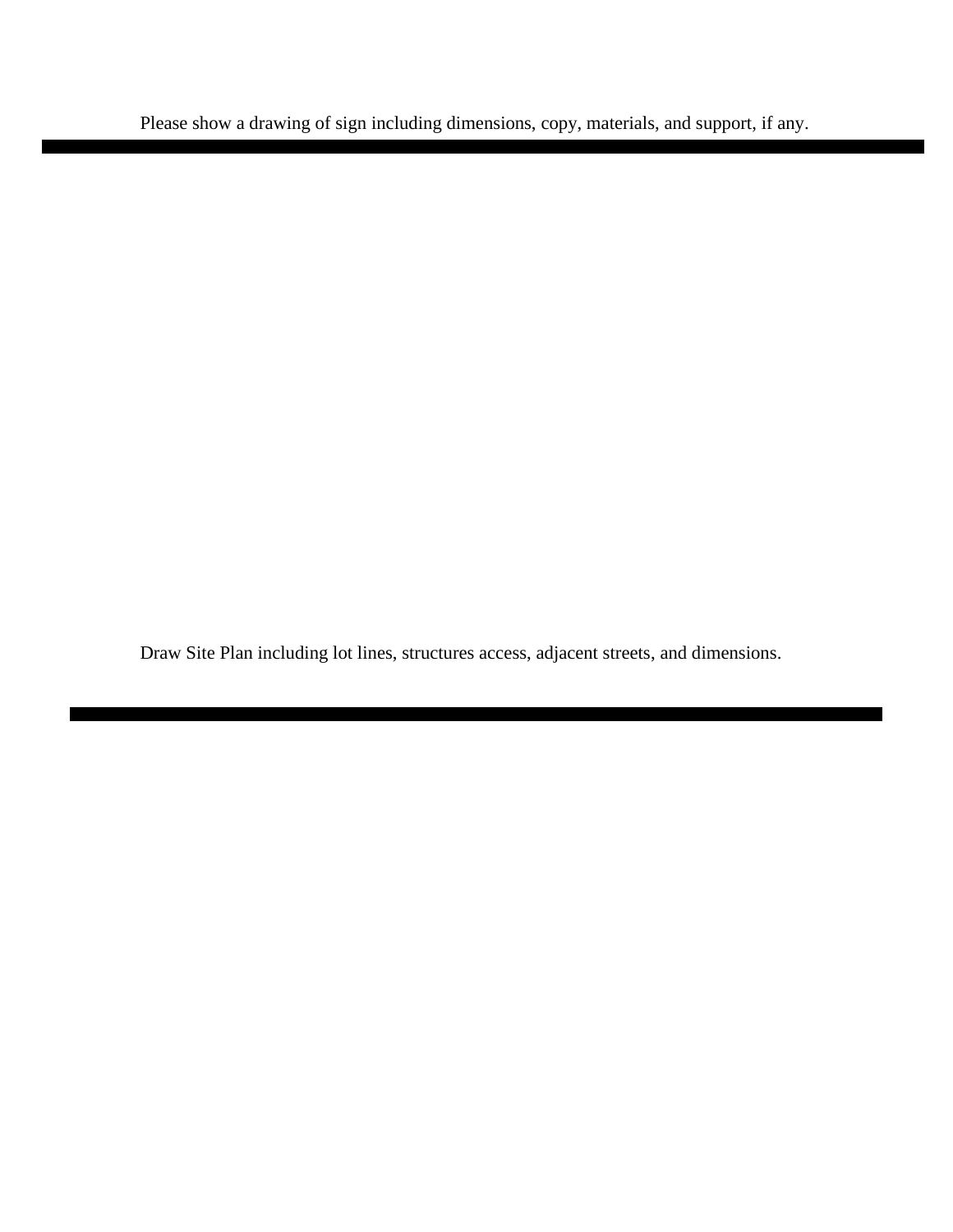Please show a drawing of sign including dimensions, copy, materials, and support, if any.

---

Draw Site Plan including lot lines, structures access, adjacent streets, and dimensions.

---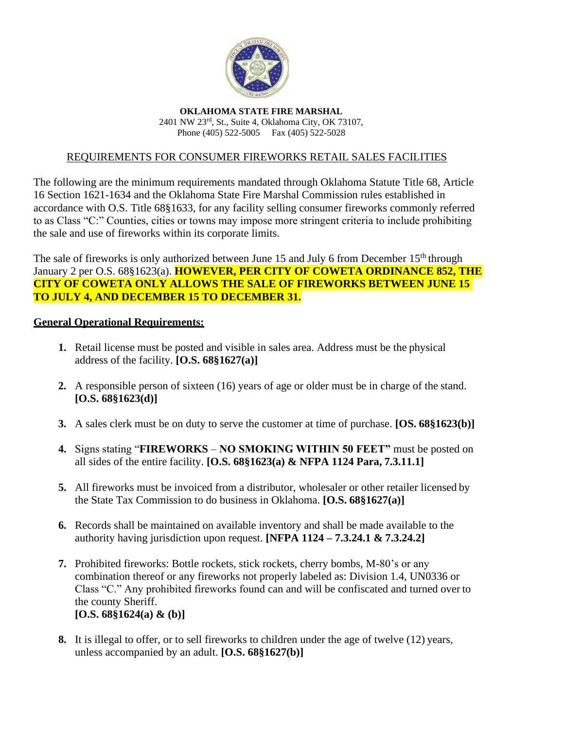**OKLAHOMA STATE FIRE MARSHAL**
2401 NW 23rd, St., Suite 4, Oklahoma City, OK 73107,
Phone (405) 522-5005 Fax (405) 522-5028

REQUIREMENTS FOR CONSUMER FIREWORKS RETAIL SALES FACILITIES

The following are the minimum requirements mandated through Oklahoma Statute Title 68, Article 16 Section 1621-1634 and the Oklahoma State Fire Marshal Commission rules established in accordance with O.S. Title 68§1633, for any facility selling consumer fireworks commonly referred to as Class "C:" Counties, cities or towns may impose more stringent criteria to include prohibiting the sale and use of fireworks within its corporate limits.

The sale of fireworks is only authorized between June 15 and July 6 from December 15th through January 2 per O.S. 68§1623(a). **HOWEVER, PER CITY OF COWETA ORDINANCE 852, THE CITY OF COWETA ONLY ALLOWS THE SALE OF FIREWORKS BETWEEN JUNE 15 TO JULY 4, AND DECEMBER 15 TO DECEMBER 31.**

**General Operational Requirements:**

1. Retail license must be posted and visible in sales area. Address must be the physical address of the facility. **[O.S. 68§1627(a)]**

2. A responsible person of sixteen (16) years of age or older must be in charge of the stand. **[O.S. 68§1623(d)]**

3. A sales clerk must be on duty to serve the customer at time of purchase. **[OS. 68§1623(b)]**

4. Signs stating "**FIREWORKS** – **NO SMOKING WITHIN 50 FEET"** must be posted on all sides of the entire facility. **[O.S. 68§1623(a) & NFPA 1124 Para, 7.3.11.1]**

5. All fireworks must be invoiced from a distributor, wholesaler or other retailer licensed by the State Tax Commission to do business in Oklahoma. **[O.S. 68§1627(a)]**

6. Records shall be maintained on available inventory and shall be made available to the authority having jurisdiction upon request. **[NFPA 1124 – 7.3.24.1 & 7.3.24.2]**

7. Prohibited fireworks: Bottle rockets, stick rockets, cherry bombs, M-80's or any combination thereof or any fireworks not properly labeled as: Division 1.4, UN0336 or Class "C." Any prohibited fireworks found can and will be confiscated and turned over to the county Sheriff.
**[O.S. 68§1624(a) & (b)]**

8. It is illegal to offer, or to sell fireworks to children under the age of twelve (12) years, unless accompanied by an adult. **[O.S. 68§1627(b)]**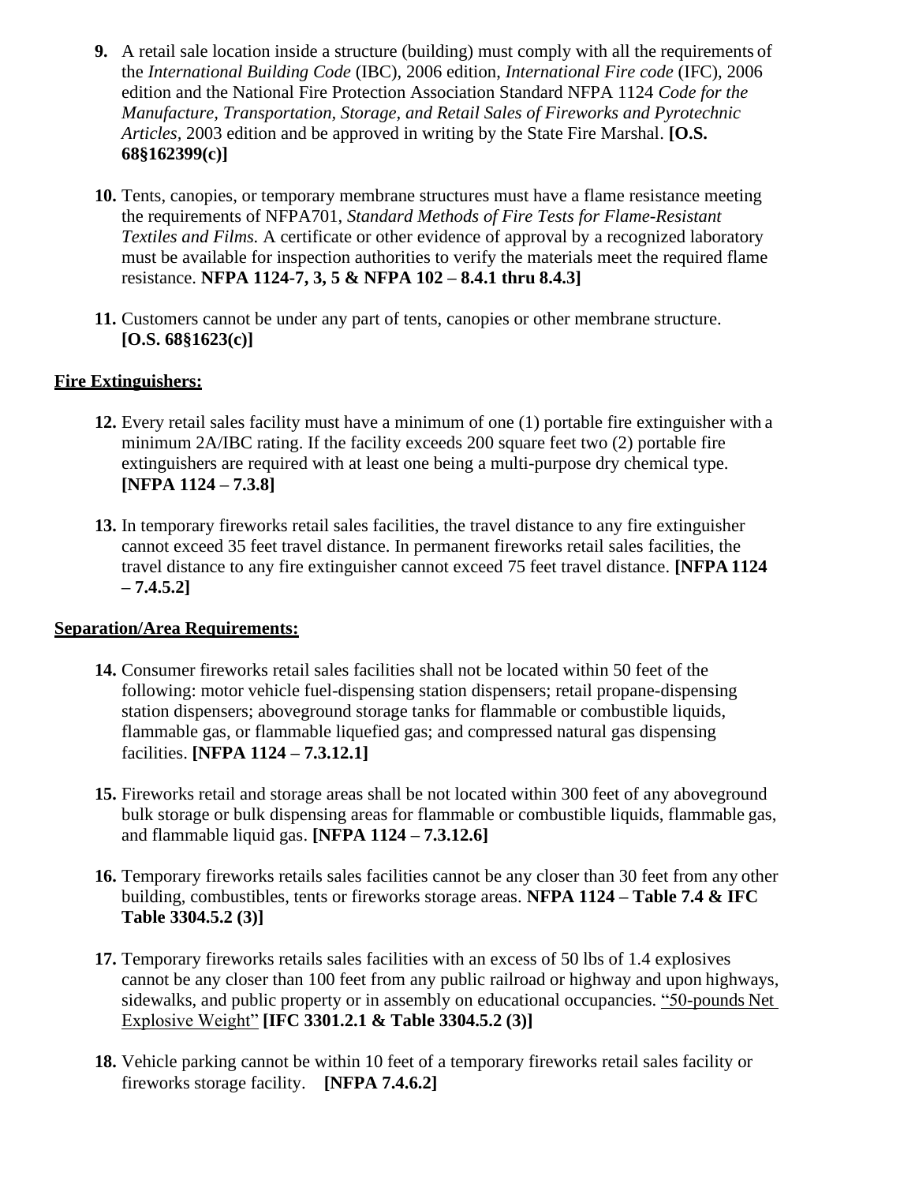9. A retail sale location inside a structure (building) must comply with all the requirements of the *International Building Code* (IBC), 2006 edition, *International Fire code* (IFC), 2006 edition and the National Fire Protection Association Standard NFPA 1124 *Code for the Manufacture, Transportation, Storage, and Retail Sales of Fireworks and Pyrotechnic Articles,* 2003 edition and be approved in writing by the State Fire Marshal. **[O.S. 68§162399(c)]**

10. Tents, canopies, or temporary membrane structures must have a flame resistance meeting the requirements of NFPA701, *Standard Methods of Fire Tests for Flame-Resistant Textiles and Films.* A certificate or other evidence of approval by a recognized laboratory must be available for inspection authorities to verify the materials meet the required flame resistance. **NFPA 1124-7, 3, 5 & NFPA 102 – 8.4.1 thru 8.4.3]**

11. Customers cannot be under any part of tents, canopies or other membrane structure. **[O.S. 68§1623(c)]**

**Fire Extinguishers:**

12. Every retail sales facility must have a minimum of one (1) portable fire extinguisher with a minimum 2A/IBC rating. If the facility exceeds 200 square feet two (2) portable fire extinguishers are required with at least one being a multi-purpose dry chemical type. **[NFPA 1124 – 7.3.8]**

13. In temporary fireworks retail sales facilities, the travel distance to any fire extinguisher cannot exceed 35 feet travel distance. In permanent fireworks retail sales facilities, the travel distance to any fire extinguisher cannot exceed 75 feet travel distance. **[NFPA 1124 – 7.4.5.2]**

**Separation/Area Requirements:**

14. Consumer fireworks retail sales facilities shall not be located within 50 feet of the following: motor vehicle fuel-dispensing station dispensers; retail propane-dispensing station dispensers; aboveground storage tanks for flammable or combustible liquids, flammable gas, or flammable liquefied gas; and compressed natural gas dispensing facilities. **[NFPA 1124 – 7.3.12.1]**

15. Fireworks retail and storage areas shall be not located within 300 feet of any aboveground bulk storage or bulk dispensing areas for flammable or combustible liquids, flammable gas, and flammable liquid gas. **[NFPA 1124 – 7.3.12.6]**

16. Temporary fireworks retails sales facilities cannot be any closer than 30 feet from any other building, combustibles, tents or fireworks storage areas. **NFPA 1124 – Table 7.4 & IFC Table 3304.5.2 (3)]**

17. Temporary fireworks retails sales facilities with an excess of 50 lbs of 1.4 explosives cannot be any closer than 100 feet from any public railroad or highway and upon highways, sidewalks, and public property or in assembly on educational occupancies. <u>"50-pounds Net Explosive Weight"</u> **[IFC 3301.2.1 & Table 3304.5.2 (3)]**

18. Vehicle parking cannot be within 10 feet of a temporary fireworks retail sales facility or fireworks storage facility. **[NFPA 7.4.6.2]**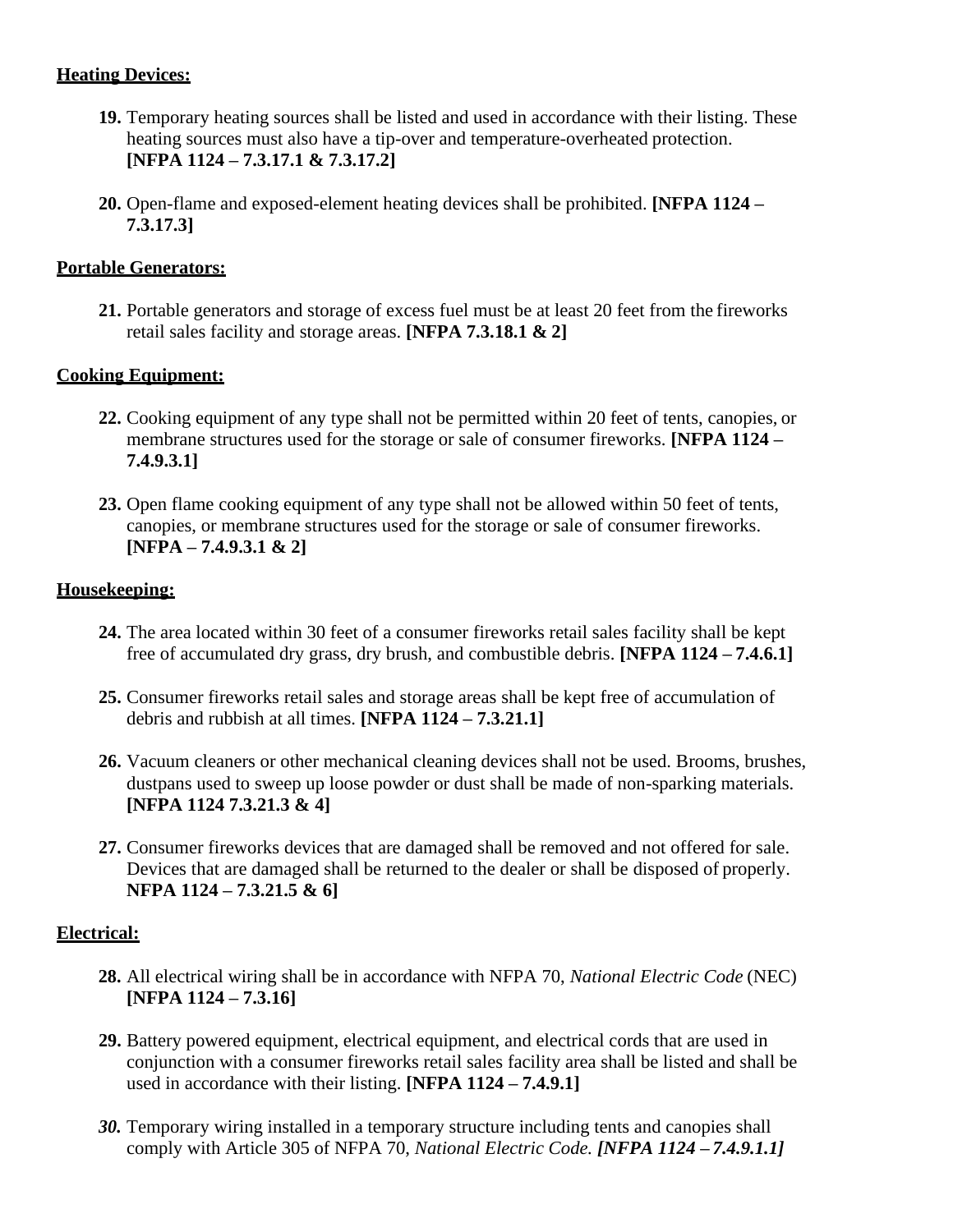**Heating Devices:**

19. Temporary heating sources shall be listed and used in accordance with their listing. These heating sources must also have a tip-over and temperature-overheated protection. **[NFPA 1124 – 7.3.17.1 & 7.3.17.2]**

20. Open-flame and exposed-element heating devices shall be prohibited. **[NFPA 1124 – 7.3.17.3]**

**Portable Generators:**

21. Portable generators and storage of excess fuel must be at least 20 feet from the fireworks retail sales facility and storage areas. **[NFPA 7.3.18.1 & 2]**

**Cooking Equipment:**

22. Cooking equipment of any type shall not be permitted within 20 feet of tents, canopies, or membrane structures used for the storage or sale of consumer fireworks. **[NFPA 1124 – 7.4.9.3.1]**

23. Open flame cooking equipment of any type shall not be allowed within 50 feet of tents, canopies, or membrane structures used for the storage or sale of consumer fireworks. **[NFPA – 7.4.9.3.1 & 2]**

**Housekeeping:**

24. The area located within 30 feet of a consumer fireworks retail sales facility shall be kept free of accumulated dry grass, dry brush, and combustible debris. **[NFPA 1124 – 7.4.6.1]**

25. Consumer fireworks retail sales and storage areas shall be kept free of accumulation of debris and rubbish at all times. **[NFPA 1124 – 7.3.21.1]**

26. Vacuum cleaners or other mechanical cleaning devices shall not be used. Brooms, brushes, dustpans used to sweep up loose powder or dust shall be made of non-sparking materials. **[NFPA 1124 7.3.21.3 & 4]**

27. Consumer fireworks devices that are damaged shall be removed and not offered for sale. Devices that are damaged shall be returned to the dealer or shall be disposed of properly. **NFPA 1124 – 7.3.21.5 & 6]**

**Electrical:**

28. All electrical wiring shall be in accordance with NFPA 70, *National Electric Code* (NEC) **[NFPA 1124 – 7.3.16]**

29. Battery powered equipment, electrical equipment, and electrical cords that are used in conjunction with a consumer fireworks retail sales facility area shall be listed and shall be used in accordance with their listing. **[NFPA 1124 – 7.4.9.1]**

30. Temporary wiring installed in a temporary structure including tents and canopies shall comply with Article 305 of NFPA 70, *National Electric Code.* ***[NFPA 1124 – 7.4.9.1.1]***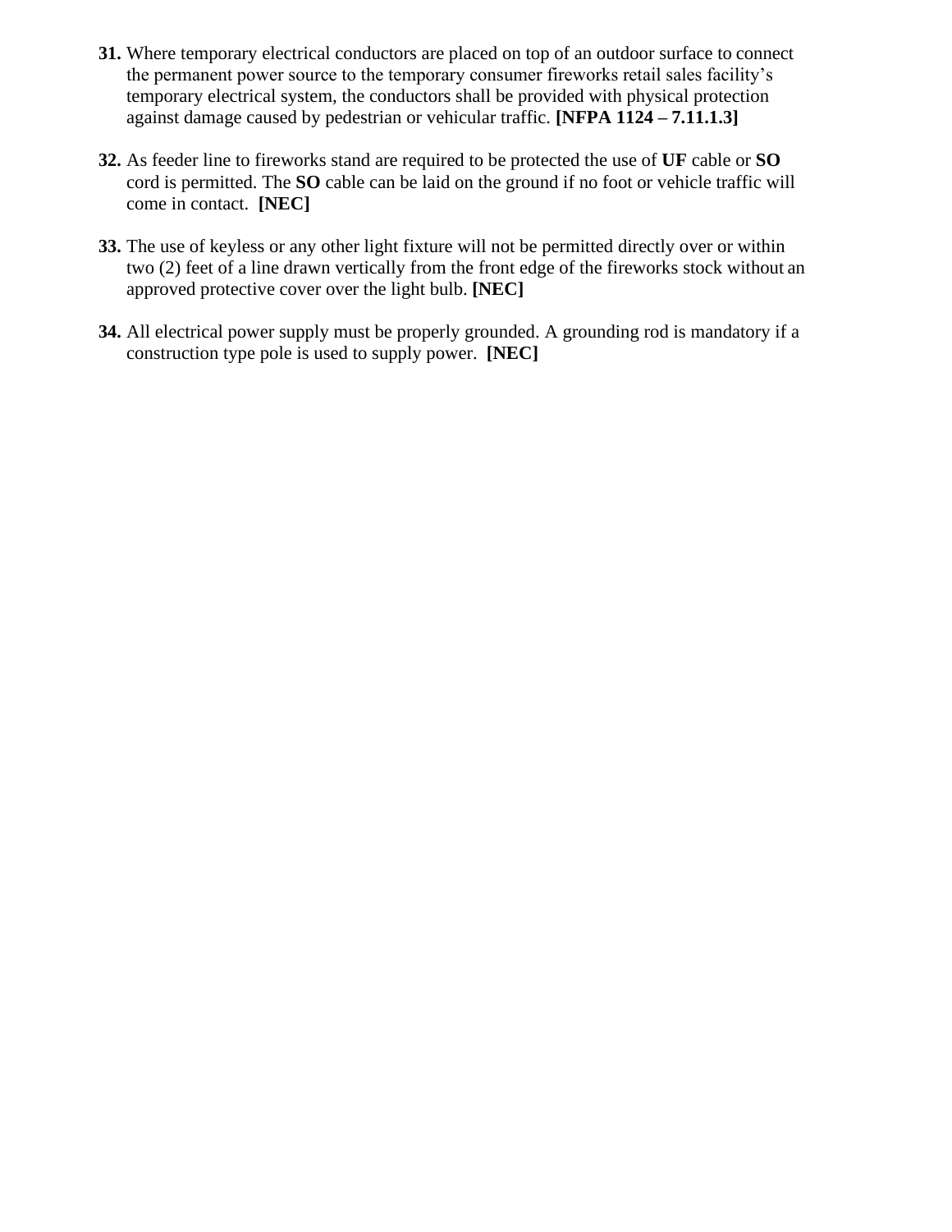**31.** Where temporary electrical conductors are placed on top of an outdoor surface to connect the permanent power source to the temporary consumer fireworks retail sales facility's temporary electrical system, the conductors shall be provided with physical protection against damage caused by pedestrian or vehicular traffic. **[NFPA 1124 – 7.11.1.3]**

**32.** As feeder line to fireworks stand are required to be protected the use of **UF** cable or **SO** cord is permitted. The **SO** cable can be laid on the ground if no foot or vehicle traffic will come in contact. **[NEC]**

**33.** The use of keyless or any other light fixture will not be permitted directly over or within two (2) feet of a line drawn vertically from the front edge of the fireworks stock without an approved protective cover over the light bulb. **[NEC]**

**34.** All electrical power supply must be properly grounded. A grounding rod is mandatory if a construction type pole is used to supply power. **[NEC]**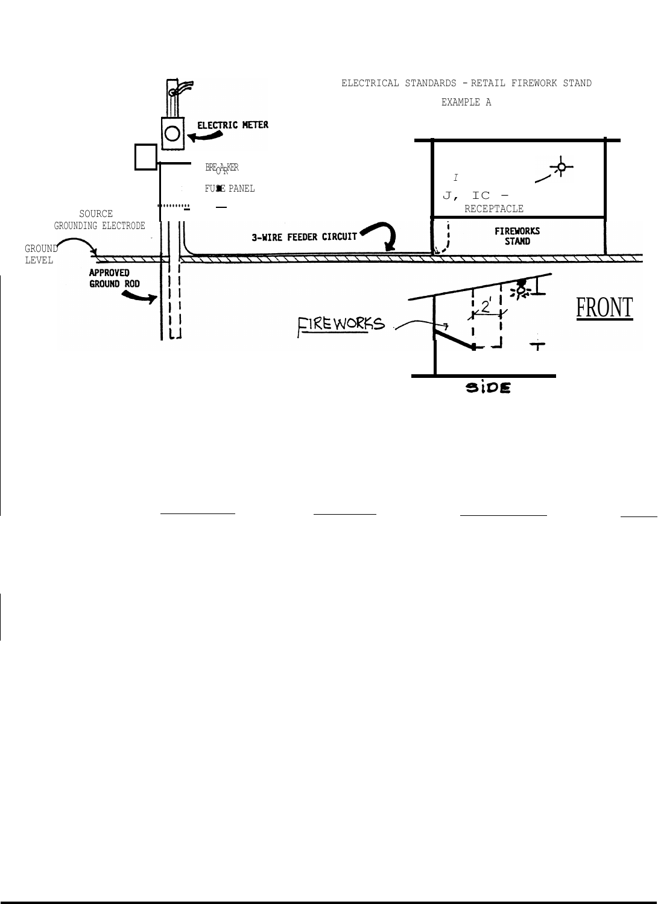ELECTRICAL STANDARDS - RETAIL FIREWORK STAND

EXAMPLE A

ELECTRIC METER

BREAKER OR

FUSE PANEL

SOURCE

GROUNDING ELECTRODE

GROUND LEVEL

APPROVED GROUND ROD

3-WIRE FEEDER CIRCUIT

RECEPTACLE

FIREWORKS STAND

FIREWORKS

2'

FRONT

SIDE